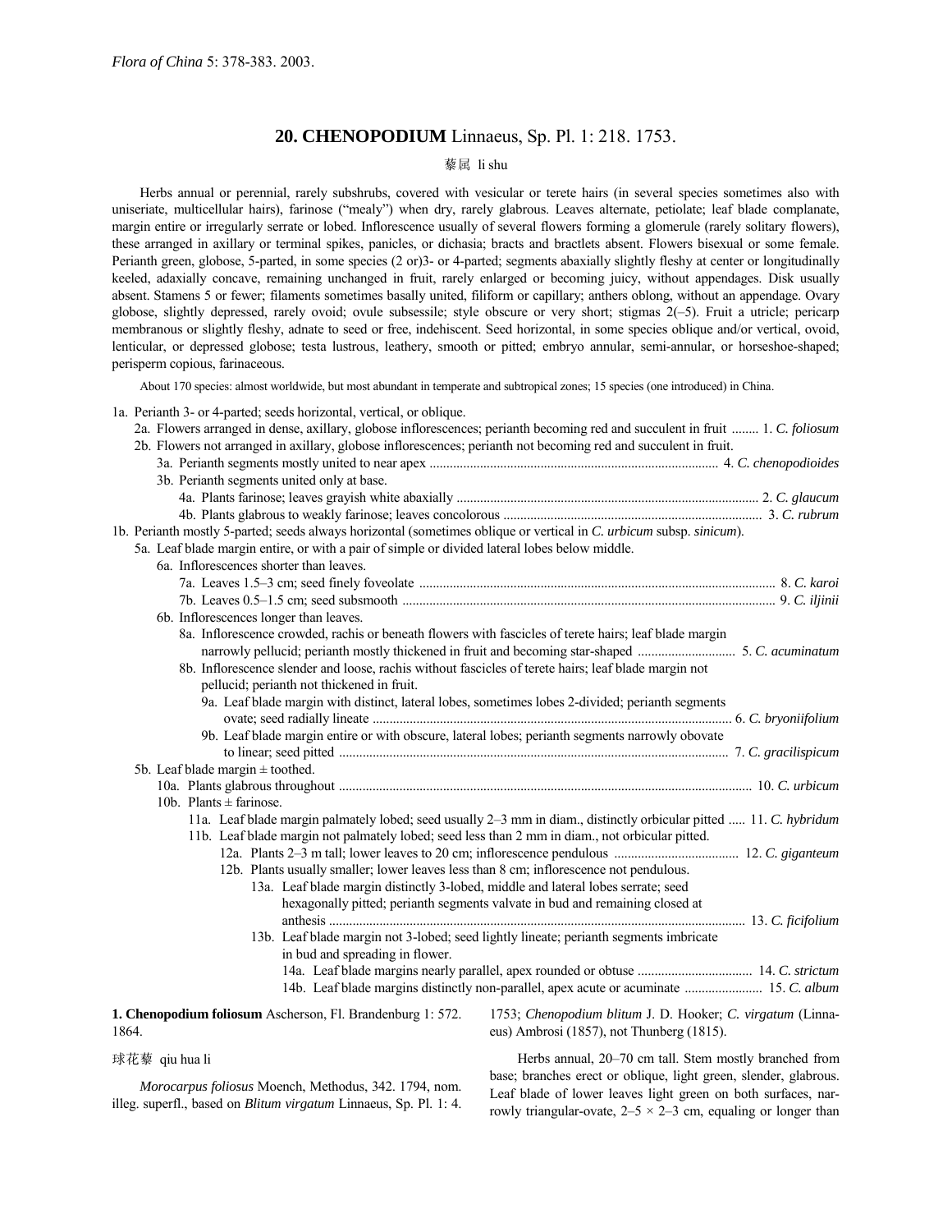*Flora of China* 5: 378-383. 2003.

## 20. CHENOPODIUM Linnaeus, Sp. Pl. 1: 218. 1753.

藜属 li shu

Herbs annual or perennial, rarely subshrubs, covered with vesicular or terete hairs (in several species sometimes also with uniseriate, multicellular hairs), farinose ("mealy") when dry, rarely glabrous. Leaves alternate, petiolate; leaf blade complanate, margin entire or irregularly serrate or lobed. Inflorescence usually of several flowers forming a glomerule (rarely solitary flowers), these arranged in axillary or terminal spikes, panicles, or dichasia; bracts and bractlets absent. Flowers bisexual or some female. Perianth green, globose, 5-parted, in some species (2 or)3- or 4-parted; segments abaxially slightly fleshy at center or longitudinally keeled, adaxially concave, remaining unchanged in fruit, rarely enlarged or becoming juicy, without appendages. Disk usually absent. Stamens 5 or fewer; filaments sometimes basally united, filiform or capillary; anthers oblong, without an appendage. Ovary globose, slightly depressed, rarely ovoid; ovule subsessile; style obscure or very short; stigmas 2(–5). Fruit a utricle; pericarp membranous or slightly fleshy, adnate to seed or free, indehiscent. Seed horizontal, in some species oblique and/or vertical, ovoid, lenticular, or depressed globose; testa lustrous, leathery, smooth or pitted; embryo annular, semi-annular, or horseshoe-shaped; perisperm copious, farinaceous.

About 170 species: almost worldwide, but most abundant in temperate and subtropical zones; 15 species (one introduced) in China.

1a. Perianth 3- or 4-parted; seeds horizontal, vertical, or oblique.
- 2a. Flowers arranged in dense, axillary, globose inflorescences; perianth becoming red and succulent in fruit ........ 1. *C. foliosum*
- 2b. Flowers not arranged in axillary, globose inflorescences; perianth not becoming red and succulent in fruit.
  - 3a. Perianth segments mostly united to near apex ........ 4. *C. chenopodioides*
  - 3b. Perianth segments united only at base.
    - 4a. Plants farinose; leaves grayish white abaxially ........ 2. *C. glaucum*
    - 4b. Plants glabrous to weakly farinose; leaves concolorous ........ 3. *C. rubrum*

1b. Perianth mostly 5-parted; seeds always horizontal (sometimes oblique or vertical in *C. urbicum* subsp. *sinicum*).
- 5a. Leaf blade margin entire, or with a pair of simple or divided lateral lobes below middle.
  - 6a. Inflorescences shorter than leaves.
    - 7a. Leaves 1.5–3 cm; seed finely foveolate ........ 8. *C. karoi*
    - 7b. Leaves 0.5–1.5 cm; seed subsmooth ........ 9. *C. iljinii*
  - 6b. Inflorescences longer than leaves.
    - 8a. Inflorescence crowded, rachis or beneath flowers with fascicles of terete hairs; leaf blade margin narrowly pellucid; perianth mostly thickened in fruit and becoming star-shaped ........ 5. *C. acuminatum*
    - 8b. Inflorescence slender and loose, rachis without fascicles of terete hairs; leaf blade margin not pellucid; perianth not thickened in fruit.
      - 9a. Leaf blade margin with distinct, lateral lobes, sometimes lobes 2-divided; perianth segments ovate; seed radially lineate ........ 6. *C. bryoniifolium*
      - 9b. Leaf blade margin entire or with obscure, lateral lobes; perianth segments narrowly obovate to linear; seed pitted ........ 7. *C. gracilispicum*
- 5b. Leaf blade margin ± toothed.
  - 10a. Plants glabrous throughout ........ 10. *C. urbicum*
  - 10b. Plants ± farinose.
    - 11a. Leaf blade margin palmately lobed; seed usually 2–3 mm in diam., distinctly orbicular pitted ..... 11. *C. hybridum*
    - 11b. Leaf blade margin not palmately lobed; seed less than 2 mm in diam., not orbicular pitted.
      - 12a. Plants 2–3 m tall; lower leaves to 20 cm; inflorescence pendulous ........ 12. *C. giganteum*
      - 12b. Plants usually smaller; lower leaves less than 8 cm; inflorescence not pendulous.
        - 13a. Leaf blade margin distinctly 3-lobed, middle and lateral lobes serrate; seed hexagonally pitted; perianth segments valvate in bud and remaining closed at anthesis ........ 13. *C. ficifolium*
        - 13b. Leaf blade margin not 3-lobed; seed lightly lineate; perianth segments imbricate in bud and spreading in flower.
          - 14a. Leaf blade margins nearly parallel, apex rounded or obtuse ........ 14. *C. strictum*
          - 14b. Leaf blade margins distinctly non-parallel, apex acute or acuminate ........ 15. *C. album*

**1. Chenopodium foliosum** Ascherson, Fl. Brandenburg 1: 572. 1864.

球花藜 qiu hua li

*Morocarpus foliosus* Moench, Methodus, 342. 1794, nom. illeg. superfl., based on *Blitum virgatum* Linnaeus, Sp. Pl. 1: 4. 1753; *Chenopodium blitum* J. D. Hooker; *C. virgatum* (Linnaeus) Ambrosi (1857), not Thunberg (1815).

Herbs annual, 20–70 cm tall. Stem mostly branched from base; branches erect or oblique, light green, slender, glabrous. Leaf blade of lower leaves light green on both surfaces, narrowly triangular-ovate, 2–5 × 2–3 cm, equaling or longer than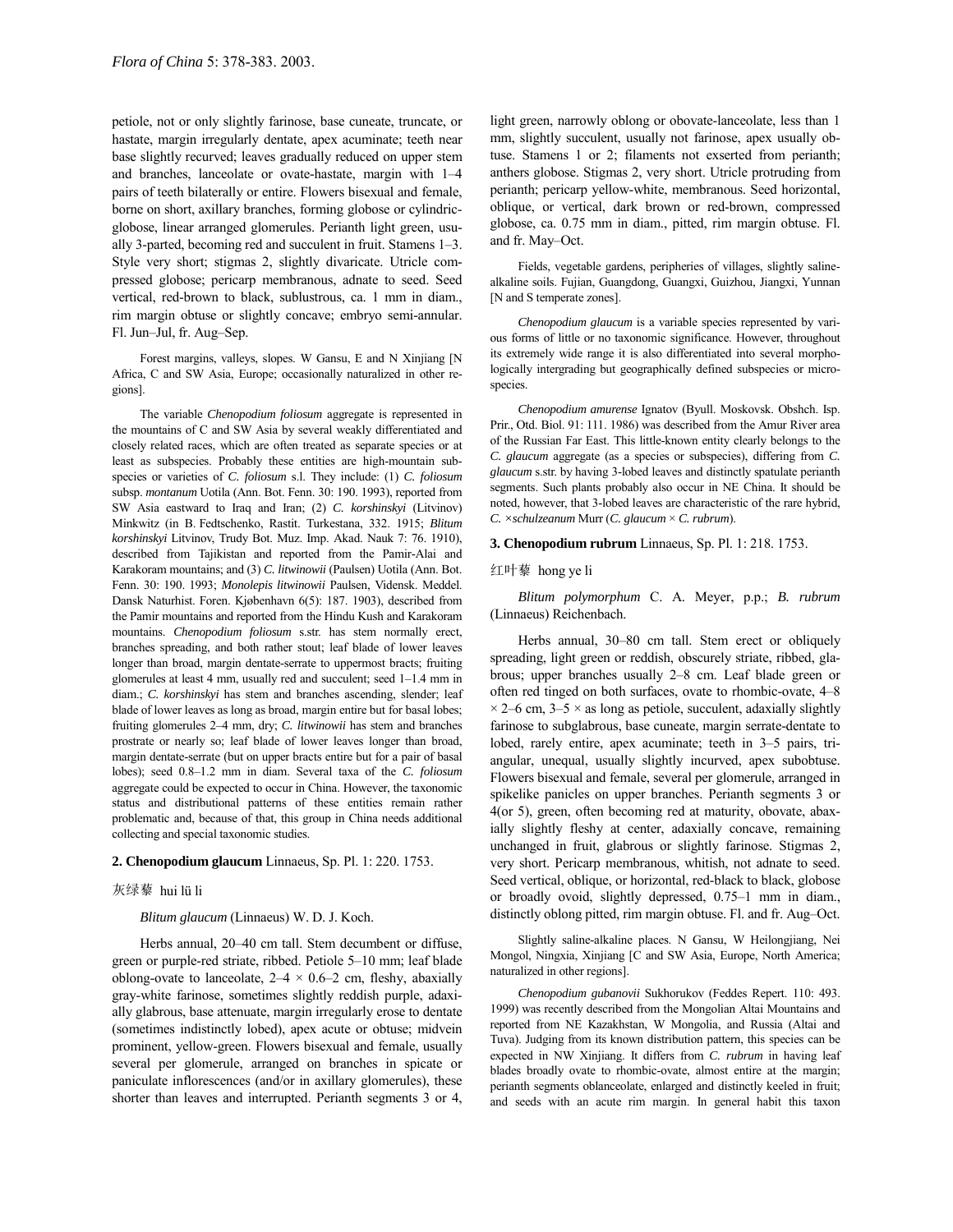petiole, not or only slightly farinose, base cuneate, truncate, or hastate, margin irregularly dentate, apex acuminate; teeth near base slightly recurved; leaves gradually reduced on upper stem and branches, lanceolate or ovate-hastate, margin with 1–4 pairs of teeth bilaterally or entire. Flowers bisexual and female, borne on short, axillary branches, forming globose or cylindric-globose, linear arranged glomerules. Perianth light green, usually 3-parted, becoming red and succulent in fruit. Stamens 1–3. Style very short; stigmas 2, slightly divaricate. Utricle compressed globose; pericarp membranous, adnate to seed. Seed vertical, red-brown to black, sublustrous, ca. 1 mm in diam., rim margin obtuse or slightly concave; embryo semi-annular. Fl. Jun–Jul, fr. Aug–Sep.

Forest margins, valleys, slopes. W Gansu, E and N Xinjiang [N Africa, C and SW Asia, Europe; occasionally naturalized in other regions].

The variable *Chenopodium foliosum* aggregate is represented in the mountains of C and SW Asia by several weakly differentiated and closely related races, which are often treated as separate species or at least as subspecies. Probably these entities are high-mountain subspecies or varieties of *C. foliosum* s.l. They include: (1) *C. foliosum* subsp. *montanum* Uotila (Ann. Bot. Fenn. 30: 190. 1993), reported from SW Asia eastward to Iraq and Iran; (2) *C. korshinskyi* (Litvinov) Minkwitz (in B. Fedtschenko, Rastit. Turkestana, 332. 1915; *Blitum korshinskyi* Litvinov, Trudy Bot. Muz. Imp. Akad. Nauk 7: 76. 1910), described from Tajikistan and reported from the Pamir-Alai and Karakoram mountains; and (3) *C. litwinowii* (Paulsen) Uotila (Ann. Bot. Fenn. 30: 190. 1993; *Monolepis litwinowii* Paulsen, Vidensk. Meddel. Dansk Naturhist. Foren. Kjøbenhavn 6(5): 187. 1903), described from the Pamir mountains and reported from the Hindu Kush and Karakoram mountains. *Chenopodium foliosum* s.str. has stem normally erect, branches spreading, and both rather stout; leaf blade of lower leaves longer than broad, margin dentate-serrate to uppermost bracts; fruiting glomerules at least 4 mm, usually red and succulent; seed 1–1.4 mm in diam.; *C. korshinskyi* has stem and branches ascending, slender; leaf blade of lower leaves as long as broad, margin entire but for basal lobes; fruiting glomerules 2–4 mm, dry; *C. litwinowii* has stem and branches prostrate or nearly so; leaf blade of lower leaves longer than broad, margin dentate-serrate (but on upper bracts entire but for a pair of basal lobes); seed 0.8–1.2 mm in diam. Several taxa of the *C. foliosum* aggregate could be expected to occur in China. However, the taxonomic status and distributional patterns of these entities remain rather problematic and, because of that, this group in China needs additional collecting and special taxonomic studies.

**2. Chenopodium glaucum** Linnaeus, Sp. Pl. 1: 220. 1753.

灰绿藜 hui lü li

*Blitum glaucum* (Linnaeus) W. D. J. Koch.

Herbs annual, 20–40 cm tall. Stem decumbent or diffuse, green or purple-red striate, ribbed. Petiole 5–10 mm; leaf blade oblong-ovate to lanceolate, 2–4 × 0.6–2 cm, fleshy, abaxially gray-white farinose, sometimes slightly reddish purple, adaxially glabrous, base attenuate, margin irregularly erose to dentate (sometimes indistinctly lobed), apex acute or obtuse; midvein prominent, yellow-green. Flowers bisexual and female, usually several per glomerule, arranged on branches in spicate or paniculate inflorescences (and/or in axillary glomerules), these shorter than leaves and interrupted. Perianth segments 3 or 4, light green, narrowly oblong or obovate-lanceolate, less than 1 mm, slightly succulent, usually not farinose, apex usually obtuse. Stamens 1 or 2; filaments not exserted from perianth; anthers globose. Stigmas 2, very short. Utricle protruding from perianth; pericarp yellow-white, membranous. Seed horizontal, oblique, or vertical, dark brown or red-brown, compressed globose, ca. 0.75 mm in diam., pitted, rim margin obtuse. Fl. and fr. May–Oct.

Fields, vegetable gardens, peripheries of villages, slightly saline-alkaline soils. Fujian, Guangdong, Guangxi, Guizhou, Jiangxi, Yunnan [N and S temperate zones].

*Chenopodium glaucum* is a variable species represented by various forms of little or no taxonomic significance. However, throughout its extremely wide range it is also differentiated into several morphologically intergrading but geographically defined subspecies or microspecies.

*Chenopodium amurense* Ignatov (Byull. Moskovsk. Obshch. Isp. Prir., Otd. Biol. 91: 111. 1986) was described from the Amur River area of the Russian Far East. This little-known entity clearly belongs to the *C. glaucum* aggregate (as a species or subspecies), differing from *C. glaucum* s.str. by having 3-lobed leaves and distinctly spatulate perianth segments. Such plants probably also occur in NE China. It should be noted, however, that 3-lobed leaves are characteristic of the rare hybrid, *C.* ×*schulzeanum* Murr (*C. glaucum* × *C. rubrum*).

**3. Chenopodium rubrum** Linnaeus, Sp. Pl. 1: 218. 1753.

红叶藜 hong ye li

*Blitum polymorphum* C. A. Meyer, p.p.; *B. rubrum* (Linnaeus) Reichenbach.

Herbs annual, 30–80 cm tall. Stem erect or obliquely spreading, light green or reddish, obscurely striate, ribbed, glabrous; upper branches usually 2–8 cm. Leaf blade green or often red tinged on both surfaces, ovate to rhombic-ovate, 4–8 × 2–6 cm, 3–5 × as long as petiole, succulent, adaxially slightly farinose to subglabrous, base cuneate, margin serrate-dentate to lobed, rarely entire, apex acuminate; teeth in 3–5 pairs, triangular, unequal, usually slightly incurved, apex subobtuse. Flowers bisexual and female, several per glomerule, arranged in spikelike panicles on upper branches. Perianth segments 3 or 4(or 5), green, often becoming red at maturity, obovate, abaxially slightly fleshy at center, adaxially concave, remaining unchanged in fruit, glabrous or slightly farinose. Stigmas 2, very short. Pericarp membranous, whitish, not adnate to seed. Seed vertical, oblique, or horizontal, red-black to black, globose or broadly ovoid, slightly depressed, 0.75–1 mm in diam., distinctly oblong pitted, rim margin obtuse. Fl. and fr. Aug–Oct.

Slightly saline-alkaline places. N Gansu, W Heilongjiang, Nei Mongol, Ningxia, Xinjiang [C and SW Asia, Europe, North America; naturalized in other regions].

*Chenopodium gubanovii* Sukhorukov (Feddes Repert. 110: 493. 1999) was recently described from the Mongolian Altai Mountains and reported from NE Kazakhstan, W Mongolia, and Russia (Altai and Tuva). Judging from its known distribution pattern, this species can be expected in NW Xinjiang. It differs from *C. rubrum* in having leaf blades broadly ovate to rhombic-ovate, almost entire at the margin; perianth segments oblanceolate, enlarged and distinctly keeled in fruit; and seeds with an acute rim margin. In general habit this taxon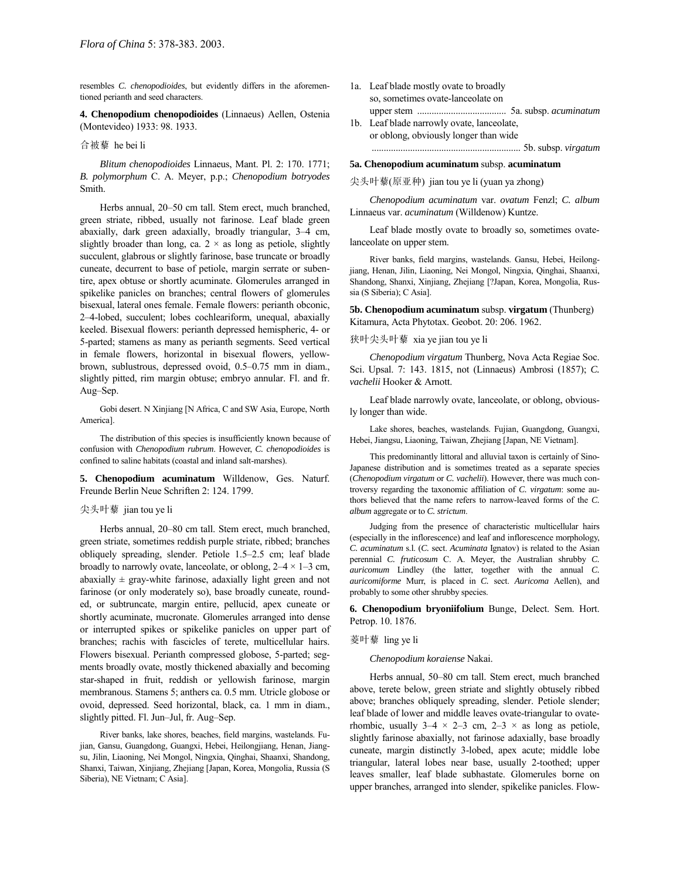resembles *C. chenopodioides*, but evidently differs in the aforementioned perianth and seed characters.

**4. Chenopodium chenopodioides** (Linnaeus) Aellen, Ostenia (Montevideo) 1933: 98. 1933.

合被藜 he bei li

*Blitum chenopodioides* Linnaeus, Mant. Pl. 2: 170. 1771; *B. polymorphum* C. A. Meyer, p.p.; *Chenopodium botryodes* Smith.

Herbs annual, 20–50 cm tall. Stem erect, much branched, green striate, ribbed, usually not farinose. Leaf blade green abaxially, dark green adaxially, broadly triangular, 3–4 cm, slightly broader than long, ca. 2 × as long as petiole, slightly succulent, glabrous or slightly farinose, base truncate or broadly cuneate, decurrent to base of petiole, margin serrate or subentire, apex obtuse or shortly acuminate. Glomerules arranged in spikelike panicles on branches; central flowers of glomerules bisexual, lateral ones female. Female flowers: perianth obconic, 2–4-lobed, succulent; lobes cochleariform, unequal, abaxially keeled. Bisexual flowers: perianth depressed hemispheric, 4- or 5-parted; stamens as many as perianth segments. Seed vertical in female flowers, horizontal in bisexual flowers, yellow-brown, sublustrous, depressed ovoid, 0.5–0.75 mm in diam., slightly pitted, rim margin obtuse; embryo annular. Fl. and fr. Aug–Sep.

Gobi desert. N Xinjiang [N Africa, C and SW Asia, Europe, North America].

The distribution of this species is insufficiently known because of confusion with *Chenopodium rubrum*. However, *C. chenopodioides* is confined to saline habitats (coastal and inland salt-marshes).

**5. Chenopodium acuminatum** Willdenow, Ges. Naturf. Freunde Berlin Neue Schriften 2: 124. 1799.

尖头叶藜 jian tou ye li

Herbs annual, 20–80 cm tall. Stem erect, much branched, green striate, sometimes reddish purple striate, ribbed; branches obliquely spreading, slender. Petiole 1.5–2.5 cm; leaf blade broadly to narrowly ovate, lanceolate, or oblong, 2–4 × 1–3 cm, abaxially ± gray-white farinose, adaxially light green and not farinose (or only moderately so), base broadly cuneate, rounded, or subtruncate, margin entire, pellucid, apex cuneate or shortly acuminate, mucronate. Glomerules arranged into dense or interrupted spikes or spikelike panicles on upper part of branches; rachis with fascicles of terete, multicellular hairs. Flowers bisexual. Perianth compressed globose, 5-parted; segments broadly ovate, mostly thickened abaxially and becoming star-shaped in fruit, reddish or yellowish farinose, margin membranous. Stamens 5; anthers ca. 0.5 mm. Utricle globose or ovoid, depressed. Seed horizontal, black, ca. 1 mm in diam., slightly pitted. Fl. Jun–Jul, fr. Aug–Sep.

River banks, lake shores, beaches, field margins, wastelands. Fujian, Gansu, Guangdong, Guangxi, Hebei, Heilongjiang, Henan, Jiangsu, Jilin, Liaoning, Nei Mongol, Ningxia, Qinghai, Shaanxi, Shandong, Shanxi, Taiwan, Xinjiang, Zhejiang [Japan, Korea, Mongolia, Russia (S Siberia), NE Vietnam; C Asia].

1a. Leaf blade mostly ovate to broadly so, sometimes ovate-lanceolate on upper stem .................................... 5a. subsp. *acuminatum*
1b. Leaf blade narrowly ovate, lanceolate, or oblong, obviously longer than wide ............................................................ 5b. subsp. *virgatum*

**5a. Chenopodium acuminatum** subsp. **acuminatum**

尖头叶藜(原亚种) jian tou ye li (yuan ya zhong)

*Chenopodium acuminatum* var. *ovatum* Fenzl; *C. album* Linnaeus var. *acuminatum* (Willdenow) Kuntze.

Leaf blade mostly ovate to broadly so, sometimes ovate-lanceolate on upper stem.

River banks, field margins, wastelands. Gansu, Hebei, Heilongjiang, Henan, Jilin, Liaoning, Nei Mongol, Ningxia, Qinghai, Shaanxi, Shandong, Shanxi, Xinjiang, Zhejiang [?Japan, Korea, Mongolia, Russia (S Siberia); C Asia].

**5b. Chenopodium acuminatum** subsp. **virgatum** (Thunberg) Kitamura, Acta Phytotax. Geobot. 20: 206. 1962.

狭叶尖头叶藜 xia ye jian tou ye li

*Chenopodium virgatum* Thunberg, Nova Acta Regiae Soc. Sci. Upsal. 7: 143. 1815, not (Linnaeus) Ambrosi (1857); *C. vachelii* Hooker & Arnott.

Leaf blade narrowly ovate, lanceolate, or oblong, obviously longer than wide.

Lake shores, beaches, wastelands. Fujian, Guangdong, Guangxi, Hebei, Jiangsu, Liaoning, Taiwan, Zhejiang [Japan, NE Vietnam].

This predominantly littoral and alluvial taxon is certainly of Sino-Japanese distribution and is sometimes treated as a separate species (*Chenopodium virgatum* or *C. vachelii*). However, there was much controversy regarding the taxonomic affiliation of *C. virgatum*: some authors believed that the name refers to narrow-leaved forms of the *C. album* aggregate or to *C. strictum*.

Judging from the presence of characteristic multicellular hairs (especially in the inflorescence) and leaf and inflorescence morphology, *C. acuminatum* s.l. (*C.* sect. *Acuminata* Ignatov) is related to the Asian perennial *C. fruticosum* C. A. Meyer, the Australian shrubby *C. auricomum* Lindley (the latter, together with the annual *C. auricomiforme* Murr, is placed in *C.* sect. *Auricoma* Aellen), and probably to some other shrubby species.

**6. Chenopodium bryoniifolium** Bunge, Delect. Sem. Hort. Petrop. 10. 1876.

菱叶藜 ling ye li

*Chenopodium koraiense* Nakai.

Herbs annual, 50–80 cm tall. Stem erect, much branched above, terete below, green striate and slightly obtusely ribbed above; branches obliquely spreading, slender. Petiole slender; leaf blade of lower and middle leaves ovate-triangular to ovate-rhombic, usually 3–4 × 2–3 cm, 2–3 × as long as petiole, slightly farinose abaxially, not farinose adaxially, base broadly cuneate, margin distinctly 3-lobed, apex acute; middle lobe triangular, lateral lobes near base, usually 2-toothed; upper leaves smaller, leaf blade subhastate. Glomerules borne on upper branches, arranged into slender, spikelike panicles. Flow-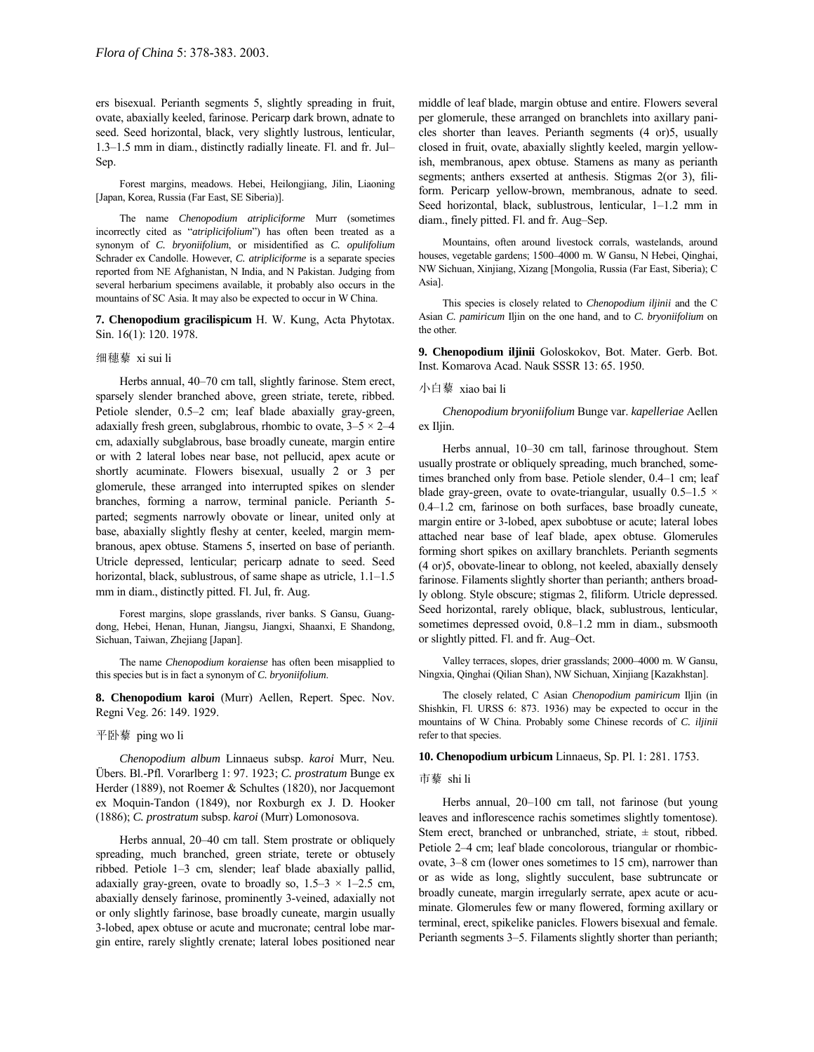ers bisexual. Perianth segments 5, slightly spreading in fruit, ovate, abaxially keeled, farinose. Pericarp dark brown, adnate to seed. Seed horizontal, black, very slightly lustrous, lenticular, 1.3–1.5 mm in diam., distinctly radially lineate. Fl. and fr. Jul–Sep.

Forest margins, meadows. Hebei, Heilongjiang, Jilin, Liaoning [Japan, Korea, Russia (Far East, SE Siberia)].

The name *Chenopodium atripliciforme* Murr (sometimes incorrectly cited as "*atriplicifolium*") has often been treated as a synonym of *C. bryoniifolium*, or misidentified as *C. opulifolium* Schrader ex Candolle. However, *C. atripliciforme* is a separate species reported from NE Afghanistan, N India, and N Pakistan. Judging from several herbarium specimens available, it probably also occurs in the mountains of SC Asia. It may also be expected to occur in W China.

**7. Chenopodium gracilispicum** H. W. Kung, Acta Phytotax. Sin. 16(1): 120. 1978.

细穗藜 xi sui li

Herbs annual, 40–70 cm tall, slightly farinose. Stem erect, sparsely slender branched above, green striate, terete, ribbed. Petiole slender, 0.5–2 cm; leaf blade abaxially gray-green, adaxially fresh green, subglabrous, rhombic to ovate, 3–5 × 2–4 cm, adaxially subglabrous, base broadly cuneate, margin entire or with 2 lateral lobes near base, not pellucid, apex acute or shortly acuminate. Flowers bisexual, usually 2 or 3 per glomerule, these arranged into interrupted spikes on slender branches, forming a narrow, terminal panicle. Perianth 5-parted; segments narrowly obovate or linear, united only at base, abaxially slightly fleshy at center, keeled, margin membranous, apex obtuse. Stamens 5, inserted on base of perianth. Utricle depressed, lenticular; pericarp adnate to seed. Seed horizontal, black, sublustrous, of same shape as utricle, 1.1–1.5 mm in diam., distinctly pitted. Fl. Jul, fr. Aug.

Forest margins, slope grasslands, river banks. S Gansu, Guangdong, Hebei, Henan, Hunan, Jiangsu, Jiangxi, Shaanxi, E Shandong, Sichuan, Taiwan, Zhejiang [Japan].

The name *Chenopodium koraiense* has often been misapplied to this species but is in fact a synonym of *C. bryoniifolium*.

**8. Chenopodium karoi** (Murr) Aellen, Repert. Spec. Nov. Regni Veg. 26: 149. 1929.

平卧藜 ping wo li

*Chenopodium album* Linnaeus subsp. *karoi* Murr, Neu. Übers. Bl.-Pfl. Vorarlberg 1: 97. 1923; *C. prostratum* Bunge ex Herder (1889), not Roemer & Schultes (1820), nor Jacquemont ex Moquin-Tandon (1849), nor Roxburgh ex J. D. Hooker (1886); *C. prostratum* subsp. *karoi* (Murr) Lomonosova.

Herbs annual, 20–40 cm tall. Stem prostrate or obliquely spreading, much branched, green striate, terete or obtusely ribbed. Petiole 1–3 cm, slender; leaf blade abaxially pallid, adaxially gray-green, ovate to broadly so, 1.5–3 × 1–2.5 cm, abaxially densely farinose, prominently 3-veined, adaxially not or only slightly farinose, base broadly cuneate, margin usually 3-lobed, apex obtuse or acute and mucronate; central lobe margin entire, rarely slightly crenate; lateral lobes positioned near middle of leaf blade, margin obtuse and entire. Flowers several per glomerule, these arranged on branchlets into axillary panicles shorter than leaves. Perianth segments (4 or)5, usually closed in fruit, ovate, abaxially slightly keeled, margin yellowish, membranous, apex obtuse. Stamens as many as perianth segments; anthers exserted at anthesis. Stigmas 2(or 3), filiform. Pericarp yellow-brown, membranous, adnate to seed. Seed horizontal, black, sublustrous, lenticular, 1–1.2 mm in diam., finely pitted. Fl. and fr. Aug–Sep.

Mountains, often around livestock corrals, wastelands, around houses, vegetable gardens; 1500–4000 m. W Gansu, N Hebei, Qinghai, NW Sichuan, Xinjiang, Xizang [Mongolia, Russia (Far East, Siberia); C Asia].

This species is closely related to *Chenopodium iljinii* and the C Asian *C. pamiricum* Iljin on the one hand, and to *C. bryoniifolium* on the other.

**9. Chenopodium iljinii** Goloskokov, Bot. Mater. Gerb. Bot. Inst. Komarova Acad. Nauk SSSR 13: 65. 1950.

小白藜 xiao bai li

*Chenopodium bryoniifolium* Bunge var. *kapelleriae* Aellen ex Iljin.

Herbs annual, 10–30 cm tall, farinose throughout. Stem usually prostrate or obliquely spreading, much branched, sometimes branched only from base. Petiole slender, 0.4–1 cm; leaf blade gray-green, ovate to ovate-triangular, usually 0.5–1.5 × 0.4–1.2 cm, farinose on both surfaces, base broadly cuneate, margin entire or 3-lobed, apex subobtuse or acute; lateral lobes attached near base of leaf blade, apex obtuse. Glomerules forming short spikes on axillary branchlets. Perianth segments (4 or)5, obovate-linear to oblong, not keeled, abaxially densely farinose. Filaments slightly shorter than perianth; anthers broadly oblong. Style obscure; stigmas 2, filiform. Utricle depressed. Seed horizontal, rarely oblique, black, sublustrous, lenticular, sometimes depressed ovoid, 0.8–1.2 mm in diam., subsmooth or slightly pitted. Fl. and fr. Aug–Oct.

Valley terraces, slopes, drier grasslands; 2000–4000 m. W Gansu, Ningxia, Qinghai (Qilian Shan), NW Sichuan, Xinjiang [Kazakhstan].

The closely related, C Asian *Chenopodium pamiricum* Iljin (in Shishkin, Fl. URSS 6: 873. 1936) may be expected to occur in the mountains of W China. Probably some Chinese records of *C. iljinii* refer to that species.

**10. Chenopodium urbicum** Linnaeus, Sp. Pl. 1: 281. 1753.

市藜 shi li

Herbs annual, 20–100 cm tall, not farinose (but young leaves and inflorescence rachis sometimes slightly tomentose). Stem erect, branched or unbranched, striate, ± stout, ribbed. Petiole 2–4 cm; leaf blade concolorous, triangular or rhombic-ovate, 3–8 cm (lower ones sometimes to 15 cm), narrower than or as wide as long, slightly succulent, base subtruncate or broadly cuneate, margin irregularly serrate, apex acute or acuminate. Glomerules few or many flowered, forming axillary or terminal, erect, spikelike panicles. Flowers bisexual and female. Perianth segments 3–5. Filaments slightly shorter than perianth;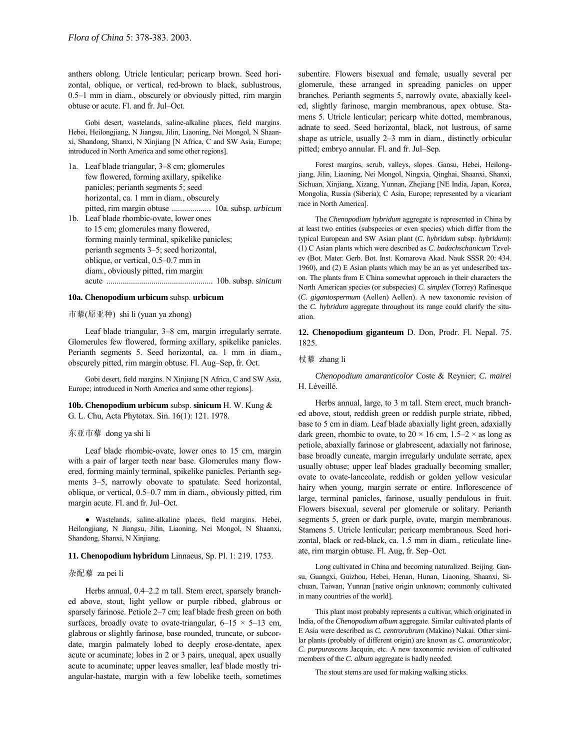anthers oblong. Utricle lenticular; pericarp brown. Seed horizontal, oblique, or vertical, red-brown to black, sublustrous, 0.5–1 mm in diam., obscurely or obviously pitted, rim margin obtuse or acute. Fl. and fr. Jul–Oct.

Gobi desert, wastelands, saline-alkaline places, field margins. Hebei, Heilongjiang, N Jiangsu, Jilin, Liaoning, Nei Mongol, N Shaanxi, Shandong, Shanxi, N Xinjiang [N Africa, C and SW Asia, Europe; introduced in North America and some other regions].

1a. Leaf blade triangular, 3–8 cm; glomerules few flowered, forming axillary, spikelike panicles; perianth segments 5; seed horizontal, ca. 1 mm in diam., obscurely pitted, rim margin obtuse .................. 10a. subsp. *urbicum*

1b. Leaf blade rhombic-ovate, lower ones to 15 cm; glomerules many flowered, forming mainly terminal, spikelike panicles; perianth segments 3–5; seed horizontal, oblique, or vertical, 0.5–0.7 mm in diam., obviously pitted, rim margin acute .................................................. 10b. subsp. *sinicum*

**10a. Chenopodium urbicum** subsp. **urbicum**

市藜(原亚种) shi li (yuan ya zhong)

Leaf blade triangular, 3–8 cm, margin irregularly serrate. Glomerules few flowered, forming axillary, spikelike panicles. Perianth segments 5. Seed horizontal, ca. 1 mm in diam., obscurely pitted, rim margin obtuse. Fl. Aug–Sep, fr. Oct.

Gobi desert, field margins. N Xinjiang [N Africa, C and SW Asia, Europe; introduced in North America and some other regions].

**10b. Chenopodium urbicum** subsp. **sinicum** H. W. Kung & G. L. Chu, Acta Phytotax. Sin. 16(1): 121. 1978.

东亚市藜 dong ya shi li

Leaf blade rhombic-ovate, lower ones to 15 cm, margin with a pair of larger teeth near base. Glomerules many flowered, forming mainly terminal, spikelike panicles. Perianth segments 3–5, narrowly obovate to spatulate. Seed horizontal, oblique, or vertical, 0.5–0.7 mm in diam., obviously pitted, rim margin acute. Fl. and fr. Jul–Oct.

● Wastelands, saline-alkaline places, field margins. Hebei, Heilongjiang, N Jiangsu, Jilin, Liaoning, Nei Mongol, N Shaanxi, Shandong, Shanxi, N Xinjiang.

**11. Chenopodium hybridum** Linnaeus, Sp. Pl. 1: 219. 1753.

杂配藜 za pei li

Herbs annual, 0.4–2.2 m tall. Stem erect, sparsely branched above, stout, light yellow or purple ribbed, glabrous or sparsely farinose. Petiole 2–7 cm; leaf blade fresh green on both surfaces, broadly ovate to ovate-triangular, 6–15 × 5–13 cm, glabrous or slightly farinose, base rounded, truncate, or subcordate, margin palmately lobed to deeply erose-dentate, apex acute or acuminate; lobes in 2 or 3 pairs, unequal, apex usually acute to acuminate; upper leaves smaller, leaf blade mostly triangular-hastate, margin with a few lobelike teeth, sometimes subentire. Flowers bisexual and female, usually several per glomerule, these arranged in spreading panicles on upper branches. Perianth segments 5, narrowly ovate, abaxially keeled, slightly farinose, margin membranous, apex obtuse. Stamens 5. Utricle lenticular; pericarp white dotted, membranous, adnate to seed. Seed horizontal, black, not lustrous, of same shape as utricle, usually 2–3 mm in diam., distinctly orbicular pitted; embryo annular. Fl. and fr. Jul–Sep.

Forest margins, scrub, valleys, slopes. Gansu, Hebei, Heilongjiang, Jilin, Liaoning, Nei Mongol, Ningxia, Qinghai, Shaanxi, Shanxi, Sichuan, Xinjiang, Xizang, Yunnan, Zhejiang [NE India, Japan, Korea, Mongolia, Russia (Siberia); C Asia, Europe; represented by a vicariant race in North America].

The *Chenopodium hybridum* aggregate is represented in China by at least two entities (subspecies or even species) which differ from the typical European and SW Asian plant (*C. hybridum* subsp. *hybridum*): (1) C Asian plants which were described as *C. badachschanicum* Tzvelev (Bot. Mater. Gerb. Bot. Inst. Komarova Akad. Nauk SSSR 20: 434. 1960), and (2) E Asian plants which may be an as yet undescribed taxon. The plants from E China somewhat approach in their characters the North American species (or subspecies) *C. simplex* (Torrey) Rafinesque (*C. gigantospermum* (Aellen) Aellen). A new taxonomic revision of the *C. hybridum* aggregate throughout its range could clarify the situation.

**12. Chenopodium giganteum** D. Don, Prodr. Fl. Nepal. 75. 1825.

杖藜 zhang li

*Chenopodium amaranticolor* Coste & Reynier; *C. mairei* H. Léveillé.

Herbs annual, large, to 3 m tall. Stem erect, much branched above, stout, reddish green or reddish purple striate, ribbed, base to 5 cm in diam. Leaf blade abaxially light green, adaxially dark green, rhombic to ovate, to 20 × 16 cm, 1.5–2 × as long as petiole, abaxially farinose or glabrescent, adaxially not farinose, base broadly cuneate, margin irregularly undulate serrate, apex usually obtuse; upper leaf blades gradually becoming smaller, ovate to ovate-lanceolate, reddish or golden yellow vesicular hairy when young, margin serrate or entire. Inflorescence of large, terminal panicles, farinose, usually pendulous in fruit. Flowers bisexual, several per glomerule or solitary. Perianth segments 5, green or dark purple, ovate, margin membranous. Stamens 5. Utricle lenticular; pericarp membranous. Seed horizontal, black or red-black, ca. 1.5 mm in diam., reticulate lineate, rim margin obtuse. Fl. Aug, fr. Sep–Oct.

Long cultivated in China and becoming naturalized. Beijing. Gansu, Guangxi, Guizhou, Hebei, Henan, Hunan, Liaoning, Shaanxi, Sichuan, Taiwan, Yunnan [native origin unknown; commonly cultivated in many countries of the world].

This plant most probably represents a cultivar, which originated in India, of the *Chenopodium album* aggregate. Similar cultivated plants of E Asia were described as *C. centrorubrum* (Makino) Nakai. Other similar plants (probably of different origin) are known as *C. amaranticolor*, *C. purpurascens* Jacquin, etc. A new taxonomic revision of cultivated members of the *C. album* aggregate is badly needed.

The stout stems are used for making walking sticks.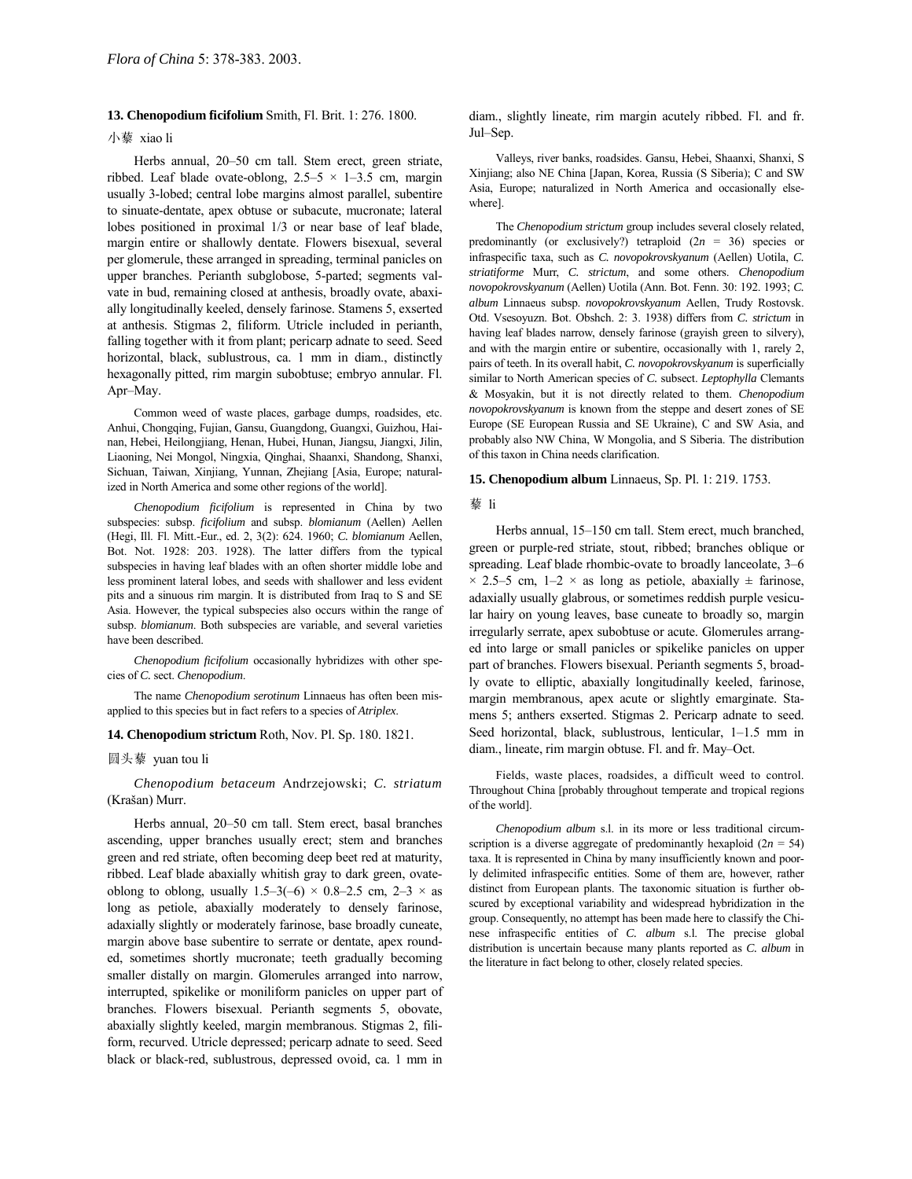**13. Chenopodium ficifolium** Smith, Fl. Brit. 1: 276. 1800.

小藜 xiao li

Herbs annual, 20–50 cm tall. Stem erect, green striate, ribbed. Leaf blade ovate-oblong, 2.5–5 × 1–3.5 cm, margin usually 3-lobed; central lobe margins almost parallel, subentire to sinuate-dentate, apex obtuse or subacute, mucronate; lateral lobes positioned in proximal 1/3 or near base of leaf blade, margin entire or shallowly dentate. Flowers bisexual, several per glomerule, these arranged in spreading, terminal panicles on upper branches. Perianth subglobose, 5-parted; segments valvate in bud, remaining closed at anthesis, broadly ovate, abaxially longitudinally keeled, densely farinose. Stamens 5, exserted at anthesis. Stigmas 2, filiform. Utricle included in perianth, falling together with it from plant; pericarp adnate to seed. Seed horizontal, black, sublustrous, ca. 1 mm in diam., distinctly hexagonally pitted, rim margin subobtuse; embryo annular. Fl. Apr–May.

Common weed of waste places, garbage dumps, roadsides, etc. Anhui, Chongqing, Fujian, Gansu, Guangdong, Guangxi, Guizhou, Hainan, Hebei, Heilongjiang, Henan, Hubei, Hunan, Jiangsu, Jiangxi, Jilin, Liaoning, Nei Mongol, Ningxia, Qinghai, Shaanxi, Shandong, Shanxi, Sichuan, Taiwan, Xinjiang, Yunnan, Zhejiang [Asia, Europe; naturalized in North America and some other regions of the world].

*Chenopodium ficifolium* is represented in China by two subspecies: subsp. *ficifolium* and subsp. *blomianum* (Aellen) Aellen (Hegi, Ill. Fl. Mitt.-Eur., ed. 2, 3(2): 624. 1960; *C. blomianum* Aellen, Bot. Not. 1928: 203. 1928). The latter differs from the typical subspecies in having leaf blades with an often shorter middle lobe and less prominent lateral lobes, and seeds with shallower and less evident pits and a sinuous rim margin. It is distributed from Iraq to S and SE Asia. However, the typical subspecies also occurs within the range of subsp. *blomianum*. Both subspecies are variable, and several varieties have been described.

*Chenopodium ficifolium* occasionally hybridizes with other species of *C.* sect. *Chenopodium*.

The name *Chenopodium serotinum* Linnaeus has often been misapplied to this species but in fact refers to a species of *Atriplex*.

**14. Chenopodium strictum** Roth, Nov. Pl. Sp. 180. 1821.

圆头藜 yuan tou li

*Chenopodium betaceum* Andrzejowski; *C. striatum* (Krašan) Murr.

Herbs annual, 20–50 cm tall. Stem erect, basal branches ascending, upper branches usually erect; stem and branches green and red striate, often becoming deep beet red at maturity, ribbed. Leaf blade abaxially whitish gray to dark green, ovate-oblong to oblong, usually 1.5–3(–6) × 0.8–2.5 cm, 2–3 × as long as petiole, abaxially moderately to densely farinose, adaxially slightly or moderately farinose, base broadly cuneate, margin above base subentire to serrate or dentate, apex rounded, sometimes shortly mucronate; teeth gradually becoming smaller distally on margin. Glomerules arranged into narrow, interrupted, spikelike or moniliform panicles on upper part of branches. Flowers bisexual. Perianth segments 5, obovate, abaxially slightly keeled, margin membranous. Stigmas 2, filiform, recurved. Utricle depressed; pericarp adnate to seed. Seed black or black-red, sublustrous, depressed ovoid, ca. 1 mm in diam., slightly lineate, rim margin acutely ribbed. Fl. and fr. Jul–Sep.

Valleys, river banks, roadsides. Gansu, Hebei, Shaanxi, Shanxi, S Xinjiang; also NE China [Japan, Korea, Russia (S Siberia); C and SW Asia, Europe; naturalized in North America and occasionally elsewhere].

The *Chenopodium strictum* group includes several closely related, predominantly (or exclusively?) tetraploid ($2n$ = 36) species or infraspecific taxa, such as *C. novopokrovskyanum* (Aellen) Uotila, *C. striatiforme* Murr, *C. strictum*, and some others. *Chenopodium novopokrovskyanum* (Aellen) Uotila (Ann. Bot. Fenn. 30: 192. 1993; *C. album* Linnaeus subsp. *novopokrovskyanum* Aellen, Trudy Rostovsk. Otd. Vsesoyuzn. Bot. Obshch. 2: 3. 1938) differs from *C. strictum* in having leaf blades narrow, densely farinose (grayish green to silvery), and with the margin entire or subentire, occasionally with 1, rarely 2, pairs of teeth. In its overall habit, *C. novopokrovskyanum* is superficially similar to North American species of *C.* subsect. *Leptophylla* Clemants & Mosyakin, but it is not directly related to them. *Chenopodium novopokrovskyanum* is known from the steppe and desert zones of SE Europe (SE European Russia and SE Ukraine), C and SW Asia, and probably also NW China, W Mongolia, and S Siberia. The distribution of this taxon in China needs clarification.

**15. Chenopodium album** Linnaeus, Sp. Pl. 1: 219. 1753.

藜 li

Herbs annual, 15–150 cm tall. Stem erect, much branched, green or purple-red striate, stout, ribbed; branches oblique or spreading. Leaf blade rhombic-ovate to broadly lanceolate, 3–6 × 2.5–5 cm, 1–2 × as long as petiole, abaxially ± farinose, adaxially usually glabrous, or sometimes reddish purple vesicular hairy on young leaves, base cuneate to broadly so, margin irregularly serrate, apex subobtuse or acute. Glomerules arranged into large or small panicles or spikelike panicles on upper part of branches. Flowers bisexual. Perianth segments 5, broadly ovate to elliptic, abaxially longitudinally keeled, farinose, margin membranous, apex acute or slightly emarginate. Stamens 5; anthers exserted. Stigmas 2. Pericarp adnate to seed. Seed horizontal, black, sublustrous, lenticular, 1–1.5 mm in diam., lineate, rim margin obtuse. Fl. and fr. May–Oct.

Fields, waste places, roadsides, a difficult weed to control. Throughout China [probably throughout temperate and tropical regions of the world].

*Chenopodium album* s.l. in its more or less traditional circumscription is a diverse aggregate of predominantly hexaploid ($2n$ = 54) taxa. It is represented in China by many insufficiently known and poorly delimited infraspecific entities. Some of them are, however, rather distinct from European plants. The taxonomic situation is further obscured by exceptional variability and widespread hybridization in the group. Consequently, no attempt has been made here to classify the Chinese infraspecific entities of *C. album* s.l. The precise global distribution is uncertain because many plants reported as *C. album* in the literature in fact belong to other, closely related species.